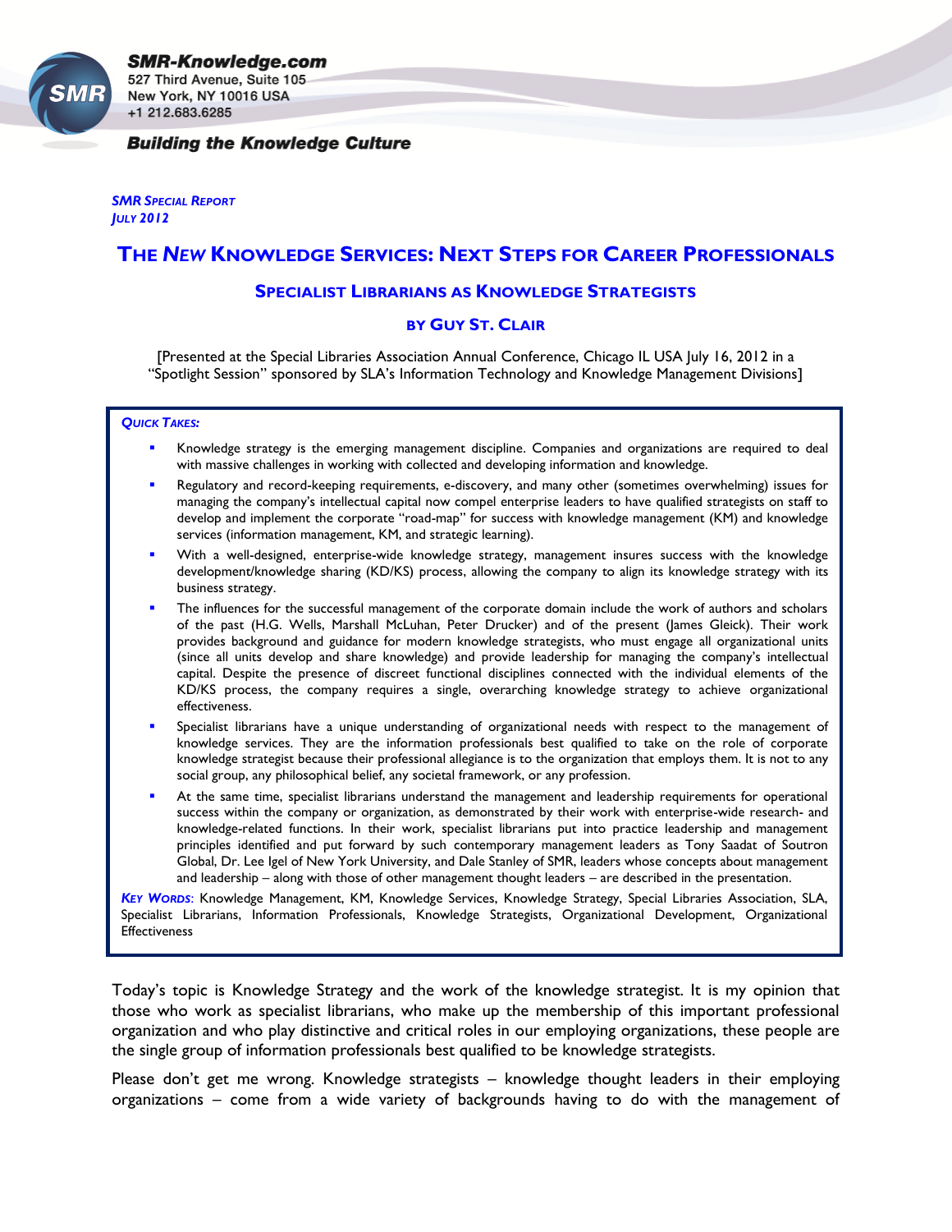**SMR-Knowledge.com**
527 Third Avenue, Suite 105
New York, NY 10016 USA
+1 212.683.6285

***Building the Knowledge Culture***

*SMR SPECIAL REPORT*
*JULY 2012*

# THE *NEW* KNOWLEDGE SERVICES: NEXT STEPS FOR CAREER PROFESSIONALS

## SPECIALIST LIBRARIANS AS KNOWLEDGE STRATEGISTS

### BY GUY ST. CLAIR

[Presented at the Special Libraries Association Annual Conference, Chicago IL USA July 16, 2012 in a "Spotlight Session" sponsored by SLA's Information Technology and Knowledge Management Divisions]

***QUICK TAKES:***

- Knowledge strategy is the emerging management discipline. Companies and organizations are required to deal with massive challenges in working with collected and developing information and knowledge.
- Regulatory and record-keeping requirements, e-discovery, and many other (sometimes overwhelming) issues for managing the company's intellectual capital now compel enterprise leaders to have qualified strategists on staff to develop and implement the corporate "road-map" for success with knowledge management (KM) and knowledge services (information management, KM, and strategic learning).
- With a well-designed, enterprise-wide knowledge strategy, management insures success with the knowledge development/knowledge sharing (KD/KS) process, allowing the company to align its knowledge strategy with its business strategy.
- The influences for the successful management of the corporate domain include the work of authors and scholars of the past (H.G. Wells, Marshall McLuhan, Peter Drucker) and of the present (James Gleick). Their work provides background and guidance for modern knowledge strategists, who must engage all organizational units (since all units develop and share knowledge) and provide leadership for managing the company's intellectual capital. Despite the presence of discreet functional disciplines connected with the individual elements of the KD/KS process, the company requires a single, overarching knowledge strategy to achieve organizational effectiveness.
- Specialist librarians have a unique understanding of organizational needs with respect to the management of knowledge services. They are the information professionals best qualified to take on the role of corporate knowledge strategist because their professional allegiance is to the organization that employs them. It is not to any social group, any philosophical belief, any societal framework, or any profession.
- At the same time, specialist librarians understand the management and leadership requirements for operational success within the company or organization, as demonstrated by their work with enterprise-wide research- and knowledge-related functions. In their work, specialist librarians put into practice leadership and management principles identified and put forward by such contemporary management leaders as Tony Saadat of Soutron Global, Dr. Lee Igel of New York University, and Dale Stanley of SMR, leaders whose concepts about management and leadership – along with those of other management thought leaders – are described in the presentation.

***KEY WORDS***: Knowledge Management, KM, Knowledge Services, Knowledge Strategy, Special Libraries Association, SLA, Specialist Librarians, Information Professionals, Knowledge Strategists, Organizational Development, Organizational Effectiveness

Today's topic is Knowledge Strategy and the work of the knowledge strategist. It is my opinion that those who work as specialist librarians, who make up the membership of this important professional organization and who play distinctive and critical roles in our employing organizations, these people are the single group of information professionals best qualified to be knowledge strategists.

Please don't get me wrong. Knowledge strategists – knowledge thought leaders in their employing organizations – come from a wide variety of backgrounds having to do with the management of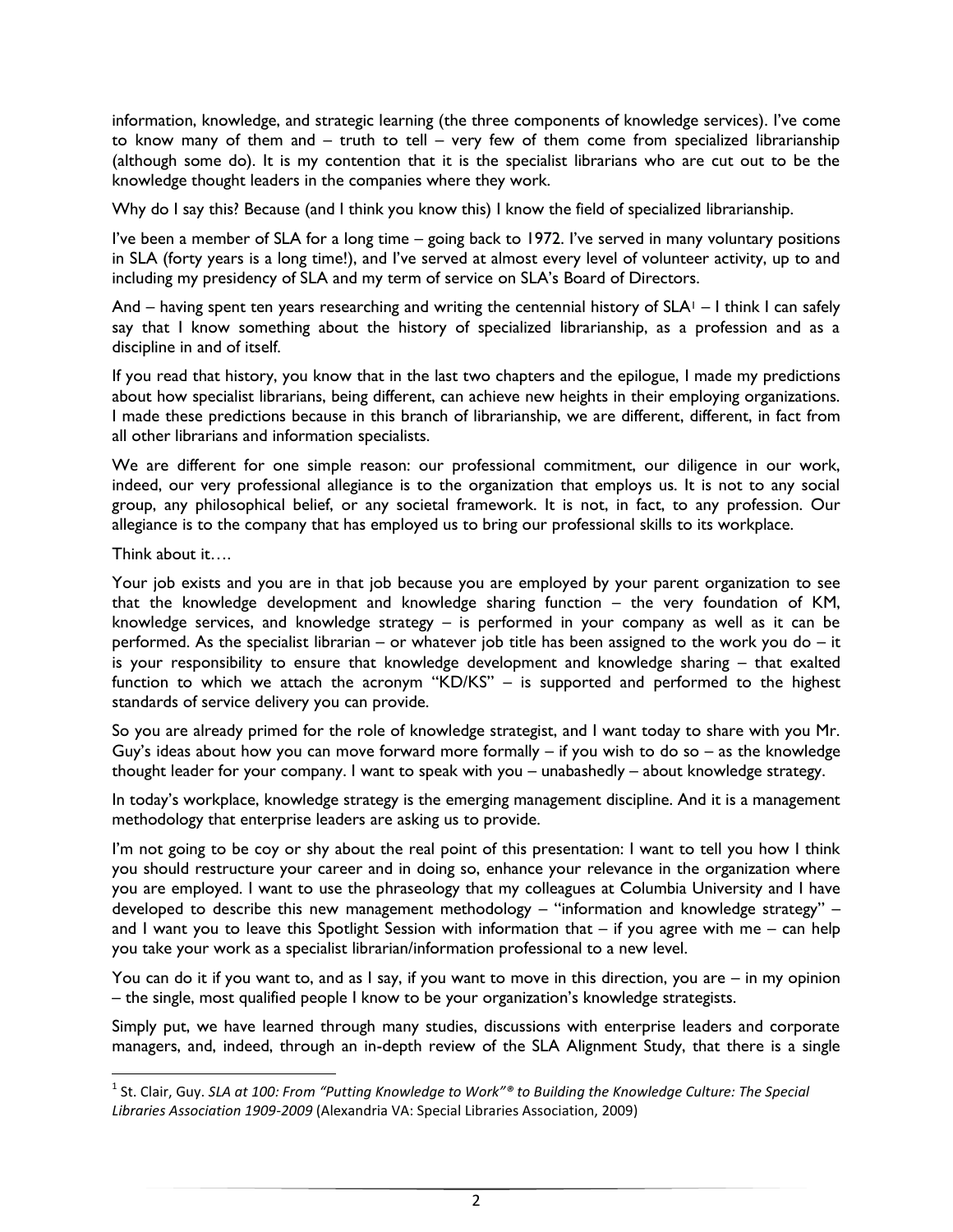information, knowledge, and strategic learning (the three components of knowledge services). I've come to know many of them and – truth to tell – very few of them come from specialized librarianship (although some do). It is my contention that it is the specialist librarians who are cut out to be the knowledge thought leaders in the companies where they work.

Why do I say this? Because (and I think you know this) I know the field of specialized librarianship.

I've been a member of SLA for a long time – going back to 1972. I've served in many voluntary positions in SLA (forty years is a long time!), and I've served at almost every level of volunteer activity, up to and including my presidency of SLA and my term of service on SLA's Board of Directors.

And – having spent ten years researching and writing the centennial history of SLA[1] – I think I can safely say that I know something about the history of specialized librarianship, as a profession and as a discipline in and of itself.

If you read that history, you know that in the last two chapters and the epilogue, I made my predictions about how specialist librarians, being different, can achieve new heights in their employing organizations. I made these predictions because in this branch of librarianship, we are different, different, in fact from all other librarians and information specialists.

We are different for one simple reason: our professional commitment, our diligence in our work, indeed, our very professional allegiance is to the organization that employs us. It is not to any social group, any philosophical belief, or any societal framework. It is not, in fact, to any profession. Our allegiance is to the company that has employed us to bring our professional skills to its workplace.

Think about it….

Your job exists and you are in that job because you are employed by your parent organization to see that the knowledge development and knowledge sharing function – the very foundation of KM, knowledge services, and knowledge strategy – is performed in your company as well as it can be performed. As the specialist librarian – or whatever job title has been assigned to the work you do – it is your responsibility to ensure that knowledge development and knowledge sharing – that exalted function to which we attach the acronym "KD/KS" – is supported and performed to the highest standards of service delivery you can provide.

So you are already primed for the role of knowledge strategist, and I want today to share with you Mr. Guy's ideas about how you can move forward more formally – if you wish to do so – as the knowledge thought leader for your company. I want to speak with you – unabashedly – about knowledge strategy.

In today's workplace, knowledge strategy is the emerging management discipline. And it is a management methodology that enterprise leaders are asking us to provide.

I'm not going to be coy or shy about the real point of this presentation: I want to tell you how I think you should restructure your career and in doing so, enhance your relevance in the organization where you are employed. I want to use the phraseology that my colleagues at Columbia University and I have developed to describe this new management methodology – "information and knowledge strategy" – and I want you to leave this Spotlight Session with information that – if you agree with me – can help you take your work as a specialist librarian/information professional to a new level.

You can do it if you want to, and as I say, if you want to move in this direction, you are – in my opinion – the single, most qualified people I know to be your organization's knowledge strategists.

Simply put, we have learned through many studies, discussions with enterprise leaders and corporate managers, and, indeed, through an in-depth review of the SLA Alignment Study, that there is a single

---

[1] St. Clair, Guy. *SLA at 100: From "Putting Knowledge to Work"® to Building the Knowledge Culture: The Special Libraries Association 1909-2009* (Alexandria VA: Special Libraries Association, 2009)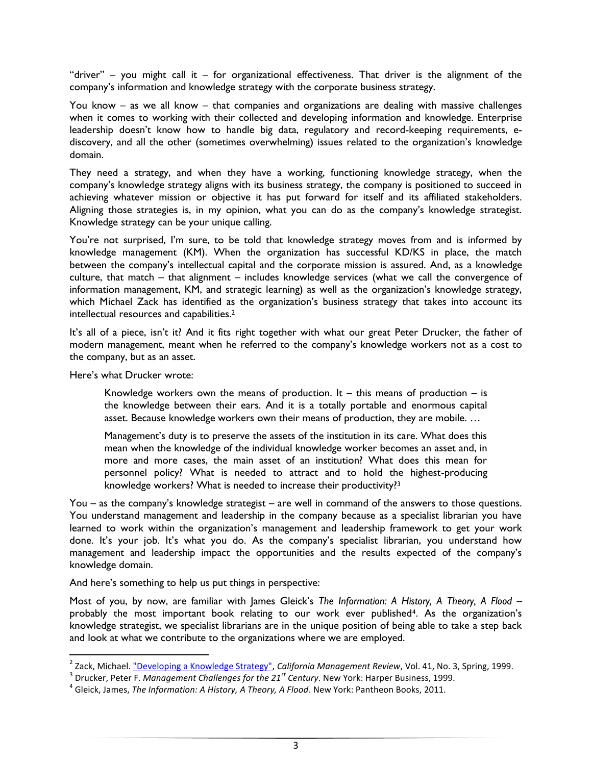"driver" – you might call it – for organizational effectiveness. That driver is the alignment of the company's information and knowledge strategy with the corporate business strategy.

You know – as we all know – that companies and organizations are dealing with massive challenges when it comes to working with their collected and developing information and knowledge. Enterprise leadership doesn't know how to handle big data, regulatory and record-keeping requirements, e-discovery, and all the other (sometimes overwhelming) issues related to the organization's knowledge domain.

They need a strategy, and when they have a working, functioning knowledge strategy, when the company's knowledge strategy aligns with its business strategy, the company is positioned to succeed in achieving whatever mission or objective it has put forward for itself and its affiliated stakeholders. Aligning those strategies is, in my opinion, what you can do as the company's knowledge strategist. Knowledge strategy can be your unique calling.

You're not surprised, I'm sure, to be told that knowledge strategy moves from and is informed by knowledge management (KM). When the organization has successful KD/KS in place, the match between the company's intellectual capital and the corporate mission is assured. And, as a knowledge culture, that match – that alignment – includes knowledge services (what we call the convergence of information management, KM, and strategic learning) as well as the organization's knowledge strategy, which Michael Zack has identified as the organization's business strategy that takes into account its intellectual resources and capabilities.[2]

It's all of a piece, isn't it? And it fits right together with what our great Peter Drucker, the father of modern management, meant when he referred to the company's knowledge workers not as a cost to the company, but as an asset.

Here's what Drucker wrote:

> Knowledge workers own the means of production. It – this means of production – is the knowledge between their ears. And it is a totally portable and enormous capital asset. Because knowledge workers own their means of production, they are mobile. …
>
> Management's duty is to preserve the assets of the institution in its care. What does this mean when the knowledge of the individual knowledge worker becomes an asset and, in more and more cases, the main asset of an institution? What does this mean for personnel policy? What is needed to attract and to hold the highest-producing knowledge workers? What is needed to increase their productivity?[3]

You – as the company's knowledge strategist – are well in command of the answers to those questions. You understand management and leadership in the company because as a specialist librarian you have learned to work within the organization's management and leadership framework to get your work done. It's your job. It's what you do. As the company's specialist librarian, you understand how management and leadership impact the opportunities and the results expected of the company's knowledge domain.

And here's something to help us put things in perspective:

Most of you, by now, are familiar with James Gleick's *The Information: A History, A Theory, A Flood* – probably the most important book relating to our work ever published[4]. As the organization's knowledge strategist, we specialist librarians are in the unique position of being able to take a step back and look at what we contribute to the organizations where we are employed.

---

[2] Zack, Michael. "Developing a Knowledge Strategy", *California Management Review*, Vol. 41, No. 3, Spring, 1999.

[3] Drucker, Peter F. *Management Challenges for the 21st Century*. New York: Harper Business, 1999.

[4] Gleick, James, *The Information: A History, A Theory, A Flood*. New York: Pantheon Books, 2011.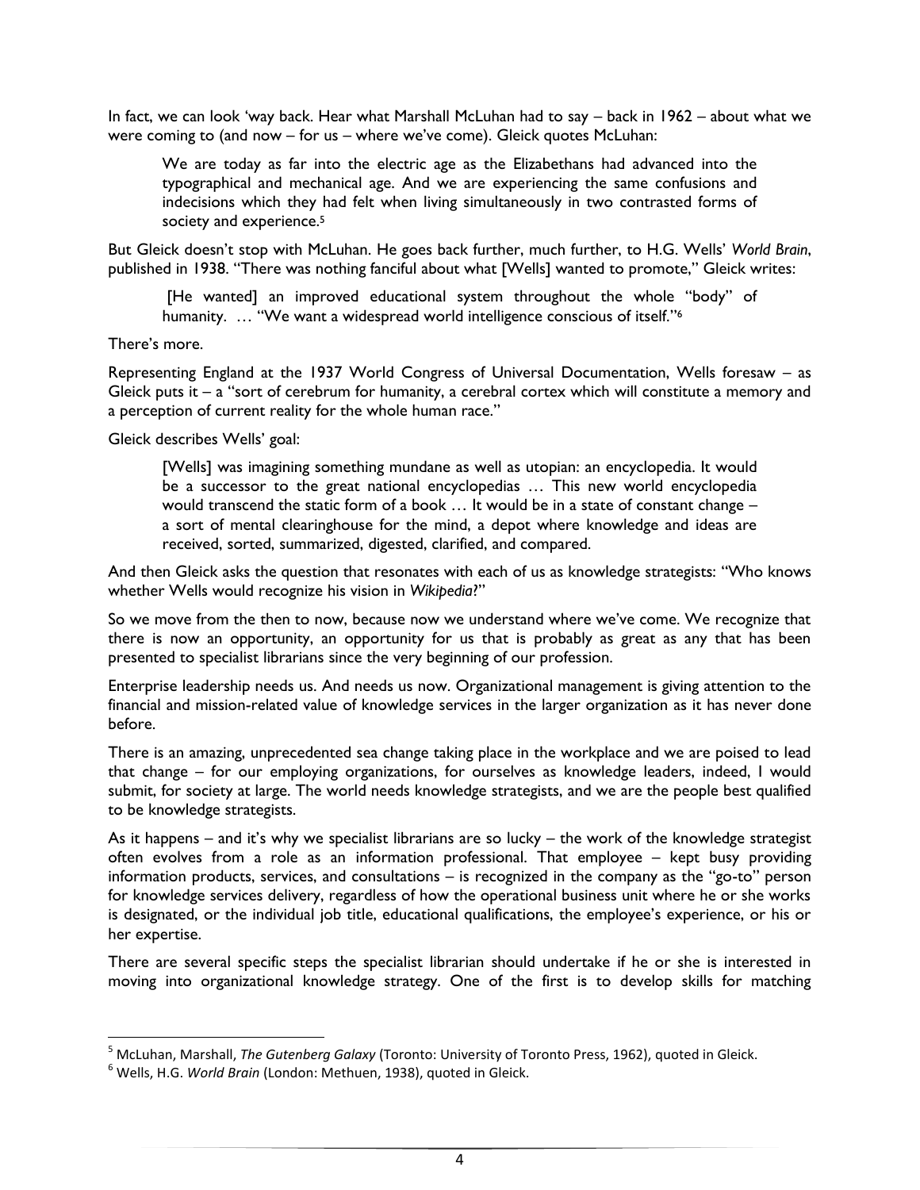In fact, we can look 'way back. Hear what Marshall McLuhan had to say – back in 1962 – about what we were coming to (and now – for us – where we've come). Gleick quotes McLuhan:

> We are today as far into the electric age as the Elizabethans had advanced into the typographical and mechanical age. And we are experiencing the same confusions and indecisions which they had felt when living simultaneously in two contrasted forms of society and experience.[5]

But Gleick doesn't stop with McLuhan. He goes back further, much further, to H.G. Wells' *World Brain*, published in 1938. "There was nothing fanciful about what [Wells] wanted to promote," Gleick writes:

> [He wanted] an improved educational system throughout the whole "body" of humanity. … "We want a widespread world intelligence conscious of itself."[6]

There's more.

Representing England at the 1937 World Congress of Universal Documentation, Wells foresaw – as Gleick puts it – a "sort of cerebrum for humanity, a cerebral cortex which will constitute a memory and a perception of current reality for the whole human race."

Gleick describes Wells' goal:

> [Wells] was imagining something mundane as well as utopian: an encyclopedia. It would be a successor to the great national encyclopedias … This new world encyclopedia would transcend the static form of a book … It would be in a state of constant change – a sort of mental clearinghouse for the mind, a depot where knowledge and ideas are received, sorted, summarized, digested, clarified, and compared.

And then Gleick asks the question that resonates with each of us as knowledge strategists: "Who knows whether Wells would recognize his vision in *Wikipedia*?"

So we move from the then to now, because now we understand where we've come. We recognize that there is now an opportunity, an opportunity for us that is probably as great as any that has been presented to specialist librarians since the very beginning of our profession.

Enterprise leadership needs us. And needs us now. Organizational management is giving attention to the financial and mission-related value of knowledge services in the larger organization as it has never done before.

There is an amazing, unprecedented sea change taking place in the workplace and we are poised to lead that change – for our employing organizations, for ourselves as knowledge leaders, indeed, I would submit, for society at large. The world needs knowledge strategists, and we are the people best qualified to be knowledge strategists.

As it happens – and it's why we specialist librarians are so lucky – the work of the knowledge strategist often evolves from a role as an information professional. That employee – kept busy providing information products, services, and consultations – is recognized in the company as the "go-to" person for knowledge services delivery, regardless of how the operational business unit where he or she works is designated, or the individual job title, educational qualifications, the employee's experience, or his or her expertise.

There are several specific steps the specialist librarian should undertake if he or she is interested in moving into organizational knowledge strategy. One of the first is to develop skills for matching

---

[5] McLuhan, Marshall, *The Gutenberg Galaxy* (Toronto: University of Toronto Press, 1962), quoted in Gleick.

[6] Wells, H.G. *World Brain* (London: Methuen, 1938), quoted in Gleick.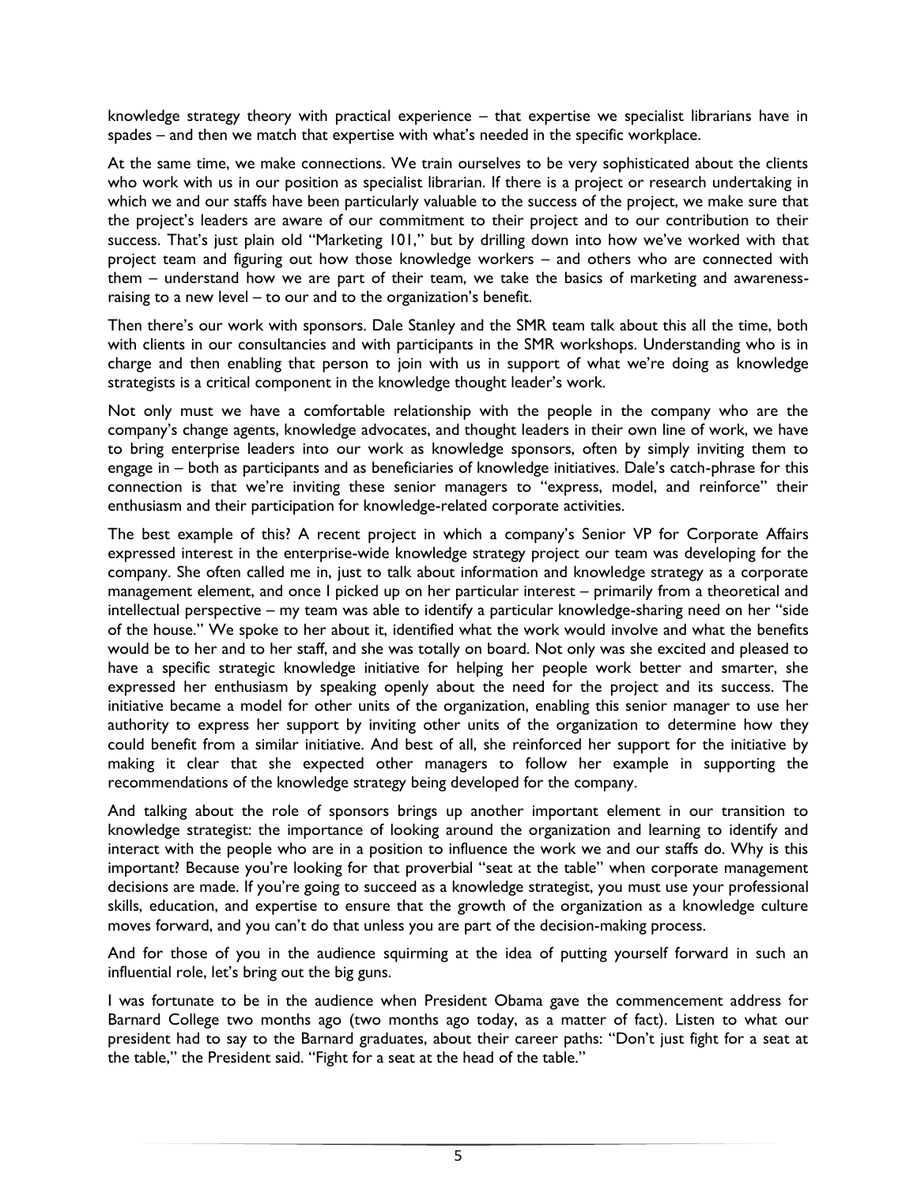knowledge strategy theory with practical experience – that expertise we specialist librarians have in spades – and then we match that expertise with what's needed in the specific workplace.

At the same time, we make connections. We train ourselves to be very sophisticated about the clients who work with us in our position as specialist librarian. If there is a project or research undertaking in which we and our staffs have been particularly valuable to the success of the project, we make sure that the project's leaders are aware of our commitment to their project and to our contribution to their success. That's just plain old "Marketing 101," but by drilling down into how we've worked with that project team and figuring out how those knowledge workers – and others who are connected with them – understand how we are part of their team, we take the basics of marketing and awareness-raising to a new level – to our and to the organization's benefit.

Then there's our work with sponsors. Dale Stanley and the SMR team talk about this all the time, both with clients in our consultancies and with participants in the SMR workshops. Understanding who is in charge and then enabling that person to join with us in support of what we're doing as knowledge strategists is a critical component in the knowledge thought leader's work.

Not only must we have a comfortable relationship with the people in the company who are the company's change agents, knowledge advocates, and thought leaders in their own line of work, we have to bring enterprise leaders into our work as knowledge sponsors, often by simply inviting them to engage in – both as participants and as beneficiaries of knowledge initiatives. Dale's catch-phrase for this connection is that we're inviting these senior managers to "express, model, and reinforce" their enthusiasm and their participation for knowledge-related corporate activities.

The best example of this? A recent project in which a company's Senior VP for Corporate Affairs expressed interest in the enterprise-wide knowledge strategy project our team was developing for the company. She often called me in, just to talk about information and knowledge strategy as a corporate management element, and once I picked up on her particular interest – primarily from a theoretical and intellectual perspective – my team was able to identify a particular knowledge-sharing need on her "side of the house." We spoke to her about it, identified what the work would involve and what the benefits would be to her and to her staff, and she was totally on board. Not only was she excited and pleased to have a specific strategic knowledge initiative for helping her people work better and smarter, she expressed her enthusiasm by speaking openly about the need for the project and its success. The initiative became a model for other units of the organization, enabling this senior manager to use her authority to express her support by inviting other units of the organization to determine how they could benefit from a similar initiative. And best of all, she reinforced her support for the initiative by making it clear that she expected other managers to follow her example in supporting the recommendations of the knowledge strategy being developed for the company.

And talking about the role of sponsors brings up another important element in our transition to knowledge strategist: the importance of looking around the organization and learning to identify and interact with the people who are in a position to influence the work we and our staffs do. Why is this important? Because you're looking for that proverbial "seat at the table" when corporate management decisions are made. If you're going to succeed as a knowledge strategist, you must use your professional skills, education, and expertise to ensure that the growth of the organization as a knowledge culture moves forward, and you can't do that unless you are part of the decision-making process.

And for those of you in the audience squirming at the idea of putting yourself forward in such an influential role, let's bring out the big guns.

I was fortunate to be in the audience when President Obama gave the commencement address for Barnard College two months ago (two months ago today, as a matter of fact). Listen to what our president had to say to the Barnard graduates, about their career paths: "Don't just fight for a seat at the table," the President said. "Fight for a seat at the head of the table."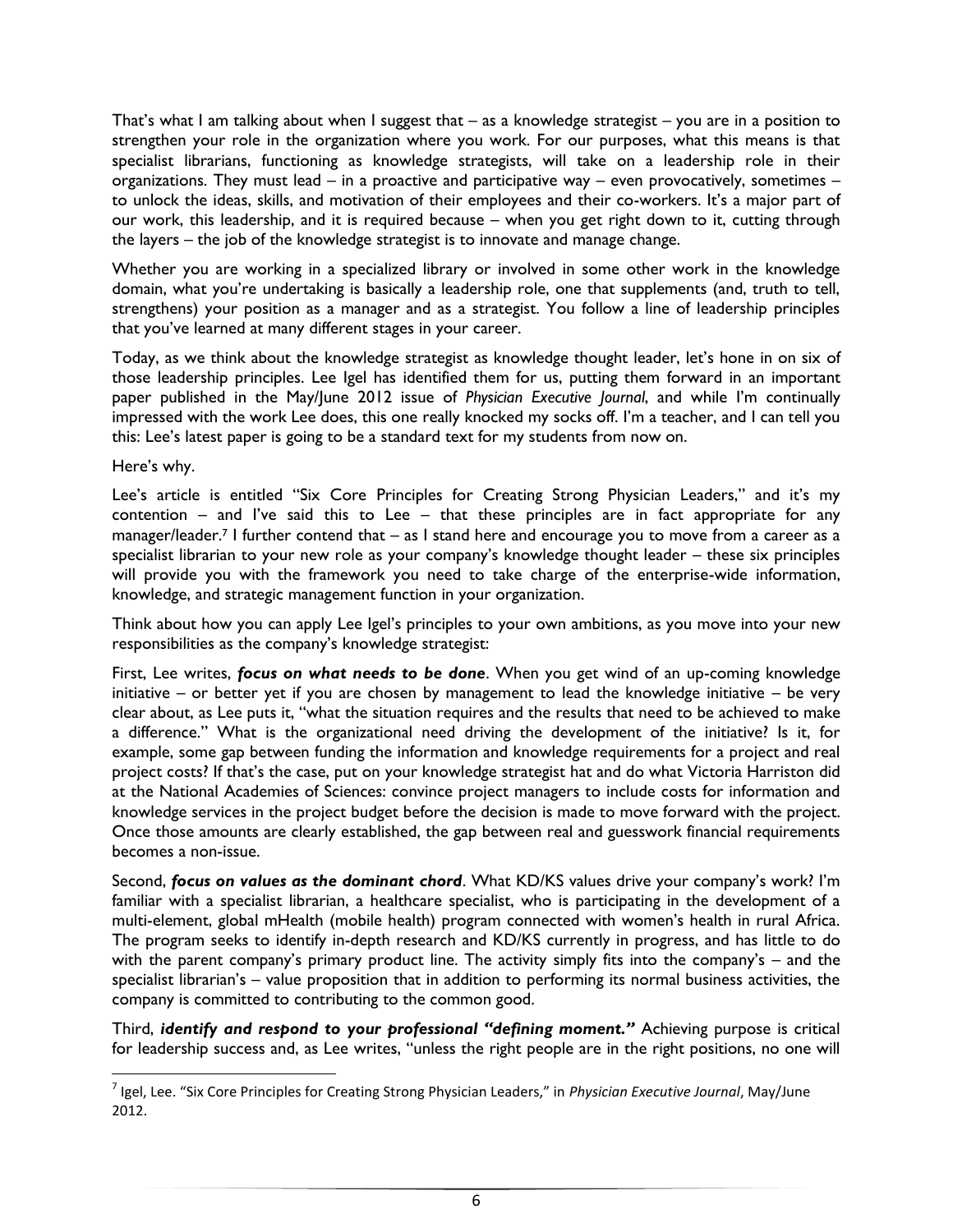That's what I am talking about when I suggest that – as a knowledge strategist – you are in a position to strengthen your role in the organization where you work. For our purposes, what this means is that specialist librarians, functioning as knowledge strategists, will take on a leadership role in their organizations. They must lead – in a proactive and participative way – even provocatively, sometimes – to unlock the ideas, skills, and motivation of their employees and their co-workers. It's a major part of our work, this leadership, and it is required because – when you get right down to it, cutting through the layers – the job of the knowledge strategist is to innovate and manage change.

Whether you are working in a specialized library or involved in some other work in the knowledge domain, what you're undertaking is basically a leadership role, one that supplements (and, truth to tell, strengthens) your position as a manager and as a strategist. You follow a line of leadership principles that you've learned at many different stages in your career.

Today, as we think about the knowledge strategist as knowledge thought leader, let's hone in on six of those leadership principles. Lee Igel has identified them for us, putting them forward in an important paper published in the May/June 2012 issue of *Physician Executive Journal*, and while I'm continually impressed with the work Lee does, this one really knocked my socks off. I'm a teacher, and I can tell you this: Lee's latest paper is going to be a standard text for my students from now on.

Here's why.

Lee's article is entitled "Six Core Principles for Creating Strong Physician Leaders," and it's my contention – and I've said this to Lee – that these principles are in fact appropriate for any manager/leader.[7] I further contend that – as I stand here and encourage you to move from a career as a specialist librarian to your new role as your company's knowledge thought leader – these six principles will provide you with the framework you need to take charge of the enterprise-wide information, knowledge, and strategic management function in your organization.

Think about how you can apply Lee Igel's principles to your own ambitions, as you move into your new responsibilities as the company's knowledge strategist:

First, Lee writes, ***focus on what needs to be done***. When you get wind of an up-coming knowledge initiative – or better yet if you are chosen by management to lead the knowledge initiative – be very clear about, as Lee puts it, "what the situation requires and the results that need to be achieved to make a difference." What is the organizational need driving the development of the initiative? Is it, for example, some gap between funding the information and knowledge requirements for a project and real project costs? If that's the case, put on your knowledge strategist hat and do what Victoria Harriston did at the National Academies of Sciences: convince project managers to include costs for information and knowledge services in the project budget before the decision is made to move forward with the project. Once those amounts are clearly established, the gap between real and guesswork financial requirements becomes a non-issue.

Second, ***focus on values as the dominant chord***. What KD/KS values drive your company's work? I'm familiar with a specialist librarian, a healthcare specialist, who is participating in the development of a multi-element, global mHealth (mobile health) program connected with women's health in rural Africa. The program seeks to identify in-depth research and KD/KS currently in progress, and has little to do with the parent company's primary product line. The activity simply fits into the company's – and the specialist librarian's – value proposition that in addition to performing its normal business activities, the company is committed to contributing to the common good.

Third, ***identify and respond to your professional "defining moment."*** Achieving purpose is critical for leadership success and, as Lee writes, "unless the right people are in the right positions, no one will

---

[7] Igel, Lee. "Six Core Principles for Creating Strong Physician Leaders," in *Physician Executive Journal*, May/June 2012.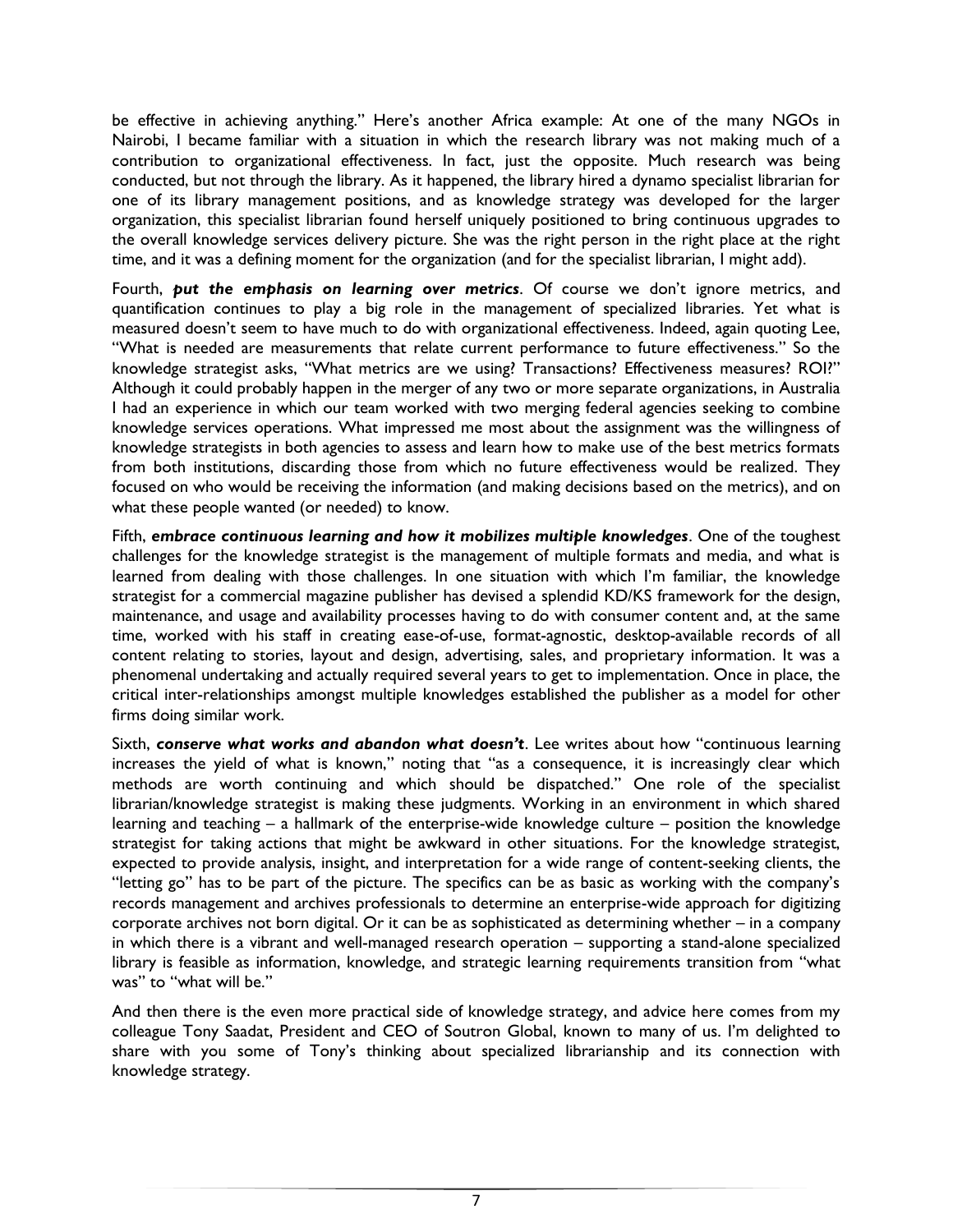be effective in achieving anything." Here's another Africa example: At one of the many NGOs in Nairobi, I became familiar with a situation in which the research library was not making much of a contribution to organizational effectiveness. In fact, just the opposite. Much research was being conducted, but not through the library. As it happened, the library hired a dynamo specialist librarian for one of its library management positions, and as knowledge strategy was developed for the larger organization, this specialist librarian found herself uniquely positioned to bring continuous upgrades to the overall knowledge services delivery picture. She was the right person in the right place at the right time, and it was a defining moment for the organization (and for the specialist librarian, I might add).

Fourth, ***put the emphasis on learning over metrics***. Of course we don't ignore metrics, and quantification continues to play a big role in the management of specialized libraries. Yet what is measured doesn't seem to have much to do with organizational effectiveness. Indeed, again quoting Lee, "What is needed are measurements that relate current performance to future effectiveness." So the knowledge strategist asks, "What metrics are we using? Transactions? Effectiveness measures? ROI?" Although it could probably happen in the merger of any two or more separate organizations, in Australia I had an experience in which our team worked with two merging federal agencies seeking to combine knowledge services operations. What impressed me most about the assignment was the willingness of knowledge strategists in both agencies to assess and learn how to make use of the best metrics formats from both institutions, discarding those from which no future effectiveness would be realized. They focused on who would be receiving the information (and making decisions based on the metrics), and on what these people wanted (or needed) to know.

Fifth, ***embrace continuous learning and how it mobilizes multiple knowledges***. One of the toughest challenges for the knowledge strategist is the management of multiple formats and media, and what is learned from dealing with those challenges. In one situation with which I'm familiar, the knowledge strategist for a commercial magazine publisher has devised a splendid KD/KS framework for the design, maintenance, and usage and availability processes having to do with consumer content and, at the same time, worked with his staff in creating ease-of-use, format-agnostic, desktop-available records of all content relating to stories, layout and design, advertising, sales, and proprietary information. It was a phenomenal undertaking and actually required several years to get to implementation. Once in place, the critical inter-relationships amongst multiple knowledges established the publisher as a model for other firms doing similar work.

Sixth, ***conserve what works and abandon what doesn't***. Lee writes about how "continuous learning increases the yield of what is known," noting that "as a consequence, it is increasingly clear which methods are worth continuing and which should be dispatched." One role of the specialist librarian/knowledge strategist is making these judgments. Working in an environment in which shared learning and teaching – a hallmark of the enterprise-wide knowledge culture – position the knowledge strategist for taking actions that might be awkward in other situations. For the knowledge strategist, expected to provide analysis, insight, and interpretation for a wide range of content-seeking clients, the "letting go" has to be part of the picture. The specifics can be as basic as working with the company's records management and archives professionals to determine an enterprise-wide approach for digitizing corporate archives not born digital. Or it can be as sophisticated as determining whether – in a company in which there is a vibrant and well-managed research operation – supporting a stand-alone specialized library is feasible as information, knowledge, and strategic learning requirements transition from "what was" to "what will be."

And then there is the even more practical side of knowledge strategy, and advice here comes from my colleague Tony Saadat, President and CEO of Soutron Global, known to many of us. I'm delighted to share with you some of Tony's thinking about specialized librarianship and its connection with knowledge strategy.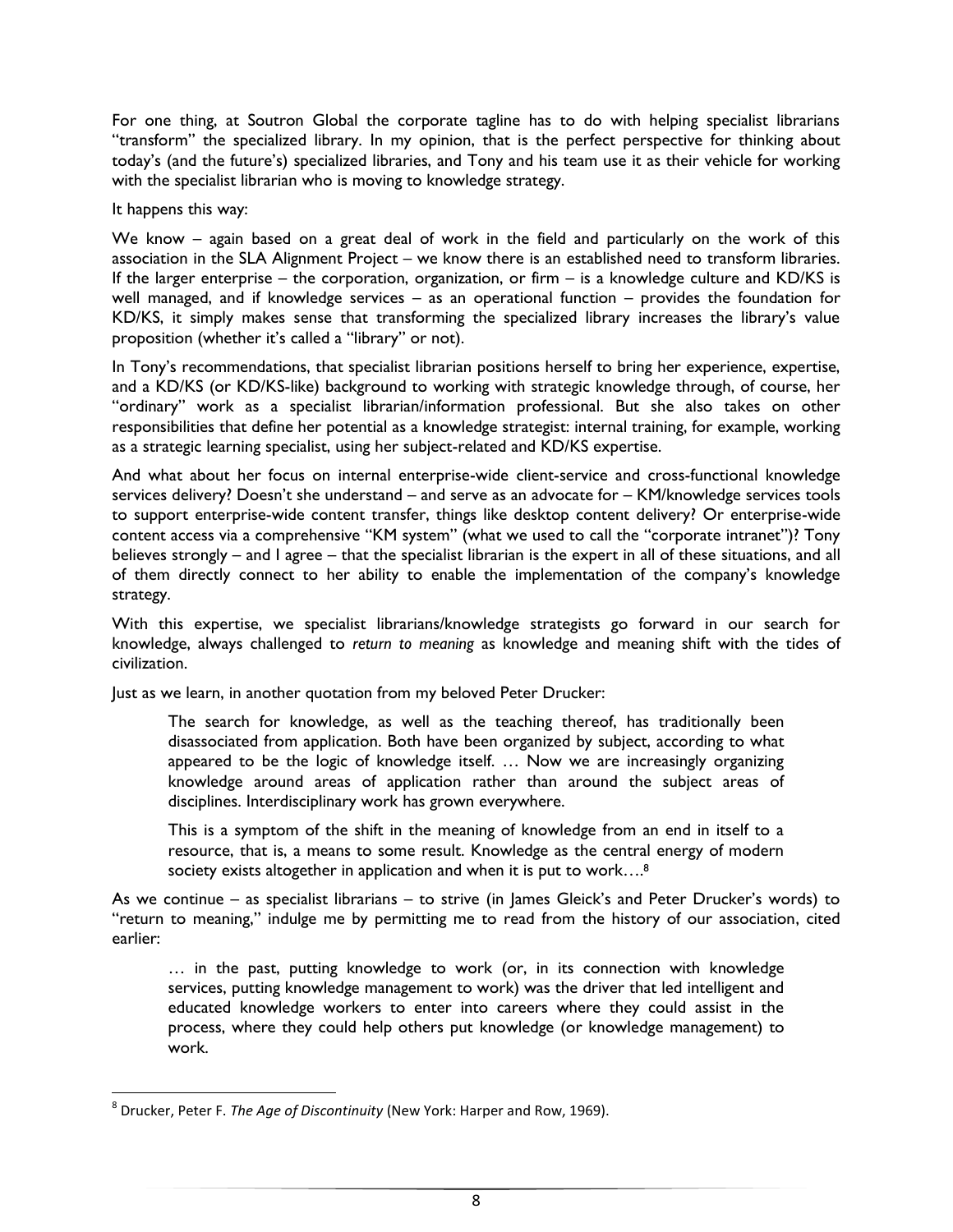For one thing, at Soutron Global the corporate tagline has to do with helping specialist librarians "transform" the specialized library. In my opinion, that is the perfect perspective for thinking about today's (and the future's) specialized libraries, and Tony and his team use it as their vehicle for working with the specialist librarian who is moving to knowledge strategy.

It happens this way:

We know – again based on a great deal of work in the field and particularly on the work of this association in the SLA Alignment Project – we know there is an established need to transform libraries. If the larger enterprise – the corporation, organization, or firm – is a knowledge culture and KD/KS is well managed, and if knowledge services – as an operational function – provides the foundation for KD/KS, it simply makes sense that transforming the specialized library increases the library's value proposition (whether it's called a "library" or not).

In Tony's recommendations, that specialist librarian positions herself to bring her experience, expertise, and a KD/KS (or KD/KS-like) background to working with strategic knowledge through, of course, her "ordinary" work as a specialist librarian/information professional. But she also takes on other responsibilities that define her potential as a knowledge strategist: internal training, for example, working as a strategic learning specialist, using her subject-related and KD/KS expertise.

And what about her focus on internal enterprise-wide client-service and cross-functional knowledge services delivery? Doesn't she understand – and serve as an advocate for – KM/knowledge services tools to support enterprise-wide content transfer, things like desktop content delivery? Or enterprise-wide content access via a comprehensive "KM system" (what we used to call the "corporate intranet")? Tony believes strongly – and I agree – that the specialist librarian is the expert in all of these situations, and all of them directly connect to her ability to enable the implementation of the company's knowledge strategy.

With this expertise, we specialist librarians/knowledge strategists go forward in our search for knowledge, always challenged to *return to meaning* as knowledge and meaning shift with the tides of civilization.

Just as we learn, in another quotation from my beloved Peter Drucker:

> The search for knowledge, as well as the teaching thereof, has traditionally been disassociated from application. Both have been organized by subject, according to what appeared to be the logic of knowledge itself. … Now we are increasingly organizing knowledge around areas of application rather than around the subject areas of disciplines. Interdisciplinary work has grown everywhere.
>
> This is a symptom of the shift in the meaning of knowledge from an end in itself to a resource, that is, a means to some result. Knowledge as the central energy of modern society exists altogether in application and when it is put to work….[8]

As we continue – as specialist librarians – to strive (in James Gleick's and Peter Drucker's words) to "return to meaning," indulge me by permitting me to read from the history of our association, cited earlier:

> … in the past, putting knowledge to work (or, in its connection with knowledge services, putting knowledge management to work) was the driver that led intelligent and educated knowledge workers to enter into careers where they could assist in the process, where they could help others put knowledge (or knowledge management) to work.

---

[8] Drucker, Peter F. *The Age of Discontinuity* (New York: Harper and Row, 1969).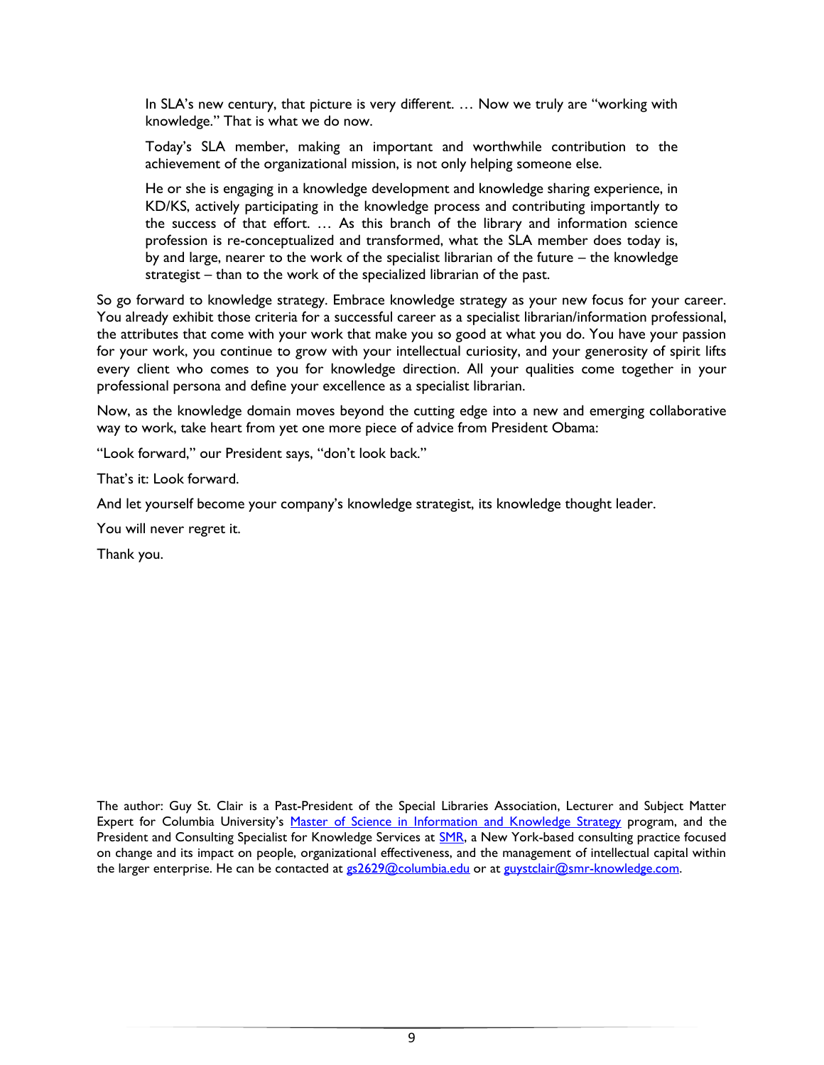> In SLA's new century, that picture is very different. … Now we truly are "working with knowledge." That is what we do now.
>
> Today's SLA member, making an important and worthwhile contribution to the achievement of the organizational mission, is not only helping someone else.
>
> He or she is engaging in a knowledge development and knowledge sharing experience, in KD/KS, actively participating in the knowledge process and contributing importantly to the success of that effort. … As this branch of the library and information science profession is re-conceptualized and transformed, what the SLA member does today is, by and large, nearer to the work of the specialist librarian of the future – the knowledge strategist – than to the work of the specialized librarian of the past.

So go forward to knowledge strategy. Embrace knowledge strategy as your new focus for your career. You already exhibit those criteria for a successful career as a specialist librarian/information professional, the attributes that come with your work that make you so good at what you do. You have your passion for your work, you continue to grow with your intellectual curiosity, and your generosity of spirit lifts every client who comes to you for knowledge direction. All your qualities come together in your professional persona and define your excellence as a specialist librarian.

Now, as the knowledge domain moves beyond the cutting edge into a new and emerging collaborative way to work, take heart from yet one more piece of advice from President Obama:

"Look forward," our President says, "don't look back."

That's it: Look forward.

And let yourself become your company's knowledge strategist, its knowledge thought leader.

You will never regret it.

Thank you.

The author: Guy St. Clair is a Past-President of the Special Libraries Association, Lecturer and Subject Matter Expert for Columbia University's [Master of Science in Information and Knowledge Strategy] program, and the President and Consulting Specialist for Knowledge Services at [SMR], a New York-based consulting practice focused on change and its impact on people, organizational effectiveness, and the management of intellectual capital within the larger enterprise. He can be contacted at gs2629@columbia.edu or at guystclair@smr-knowledge.com.